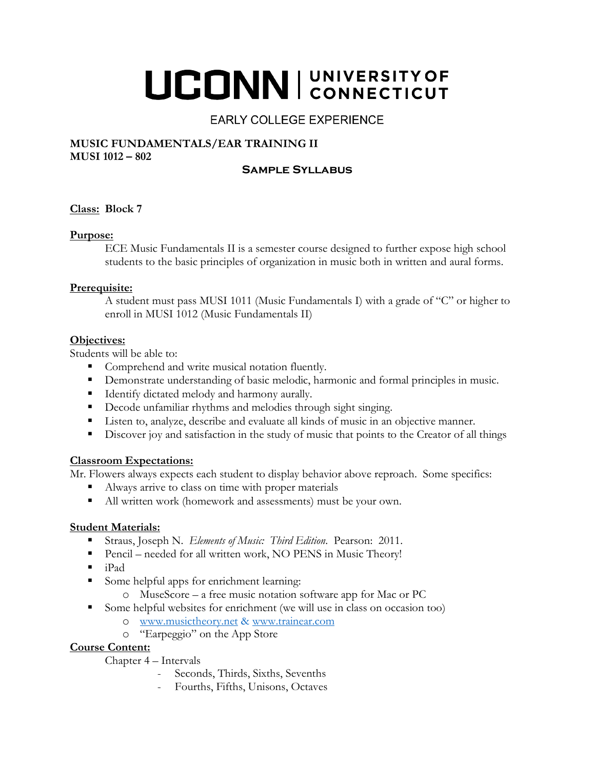# UCONN | UNIVERSITY OF CONNECTICUT

EARLY COLLEGE EXPERIENCE

**MUSIC FUNDAMENTALS/EAR TRAINING II**
**MUSI 1012 – 802**

## Sample Syllabus

**Class: Block 7**

**Purpose:**

ECE Music Fundamentals II is a semester course designed to further expose high school students to the basic principles of organization in music both in written and aural forms.

**Prerequisite:**

A student must pass MUSI 1011 (Music Fundamentals I) with a grade of "C" or higher to enroll in MUSI 1012 (Music Fundamentals II)

**Objectives:**

Students will be able to:

- Comprehend and write musical notation fluently.
- Demonstrate understanding of basic melodic, harmonic and formal principles in music.
- Identify dictated melody and harmony aurally.
- Decode unfamiliar rhythms and melodies through sight singing.
- Listen to, analyze, describe and evaluate all kinds of music in an objective manner.
- Discover joy and satisfaction in the study of music that points to the Creator of all things

**Classroom Expectations:**

Mr. Flowers always expects each student to display behavior above reproach. Some specifics:

- Always arrive to class on time with proper materials
- All written work (homework and assessments) must be your own.

**Student Materials:**

- Straus, Joseph N. *Elements of Music: Third Edition*. Pearson: 2011.
- Pencil – needed for all written work, NO PENS in Music Theory!
- iPad
- Some helpful apps for enrichment learning:
  - MuseScore – a free music notation software app for Mac or PC
- Some helpful websites for enrichment (we will use in class on occasion too)
  - www.musictheory.net & www.trainear.com
  - "Earpeggio" on the App Store

**Course Content:**

Chapter 4 – Intervals

- Seconds, Thirds, Sixths, Sevenths
- Fourths, Fifths, Unisons, Octaves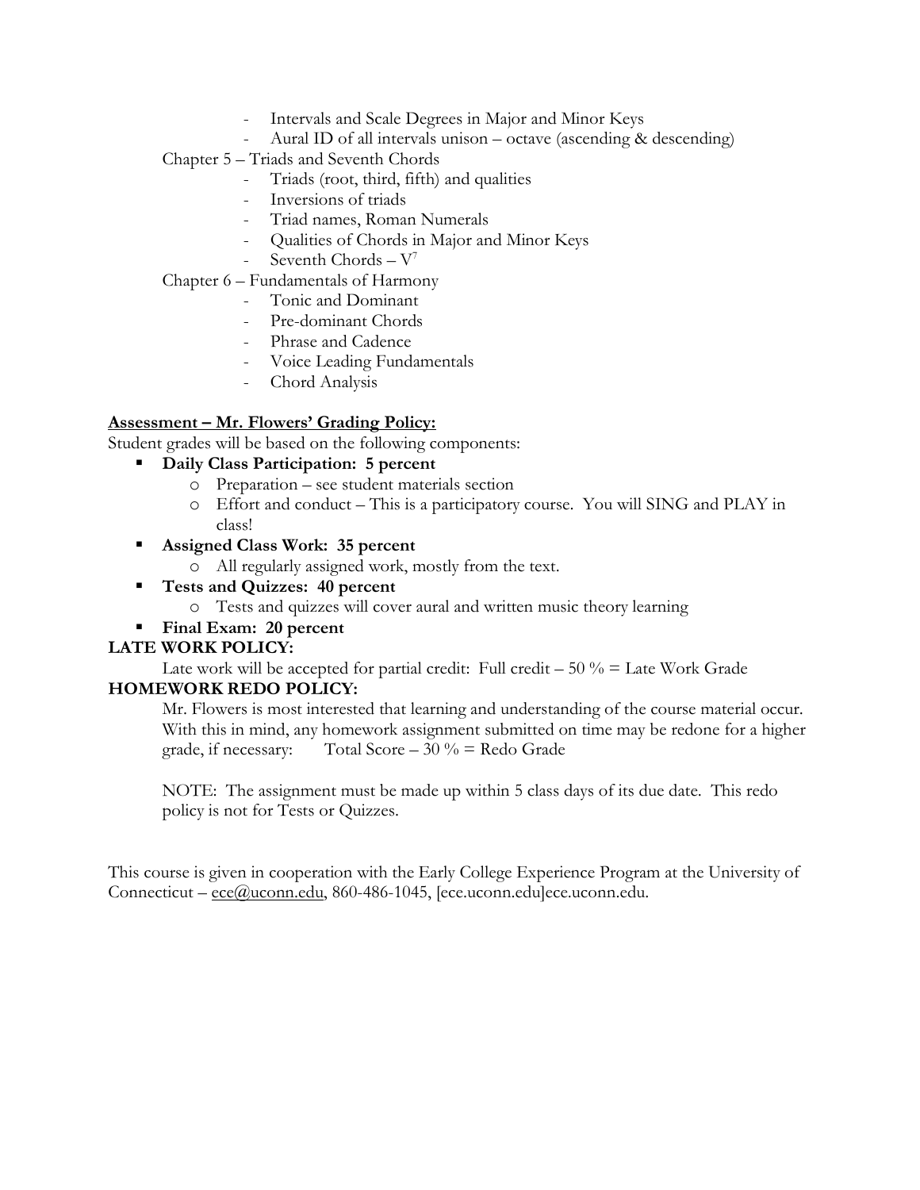- Intervals and Scale Degrees in Major and Minor Keys
- Aural ID of all intervals unison – octave (ascending & descending)

Chapter 5 – Triads and Seventh Chords

- Triads (root, third, fifth) and qualities
- Inversions of triads
- Triad names, Roman Numerals
- Qualities of Chords in Major and Minor Keys
- Seventh Chords – $V^7$

Chapter 6 – Fundamentals of Harmony

- Tonic and Dominant
- Pre-dominant Chords
- Phrase and Cadence
- Voice Leading Fundamentals
- Chord Analysis

**Assessment – Mr. Flowers' Grading Policy:**

Student grades will be based on the following components:

- **Daily Class Participation: 5 percent**
  - Preparation – see student materials section
  - Effort and conduct – This is a participatory course. You will SING and PLAY in class!
- **Assigned Class Work: 35 percent**
  - All regularly assigned work, mostly from the text.
- **Tests and Quizzes: 40 percent**
  - Tests and quizzes will cover aural and written music theory learning
- **Final Exam: 20 percent**

**LATE WORK POLICY:**

Late work will be accepted for partial credit: Full credit – 50 % = Late Work Grade

**HOMEWORK REDO POLICY:**

Mr. Flowers is most interested that learning and understanding of the course material occur. With this in mind, any homework assignment submitted on time may be redone for a higher grade, if necessary: Total Score – 30 % = Redo Grade

NOTE: The assignment must be made up within 5 class days of its due date. This redo policy is not for Tests or Quizzes.

This course is given in cooperation with the Early College Experience Program at the University of Connecticut – ece@uconn.edu, 860-486-1045, [ece.uconn.edu]ece.uconn.edu.